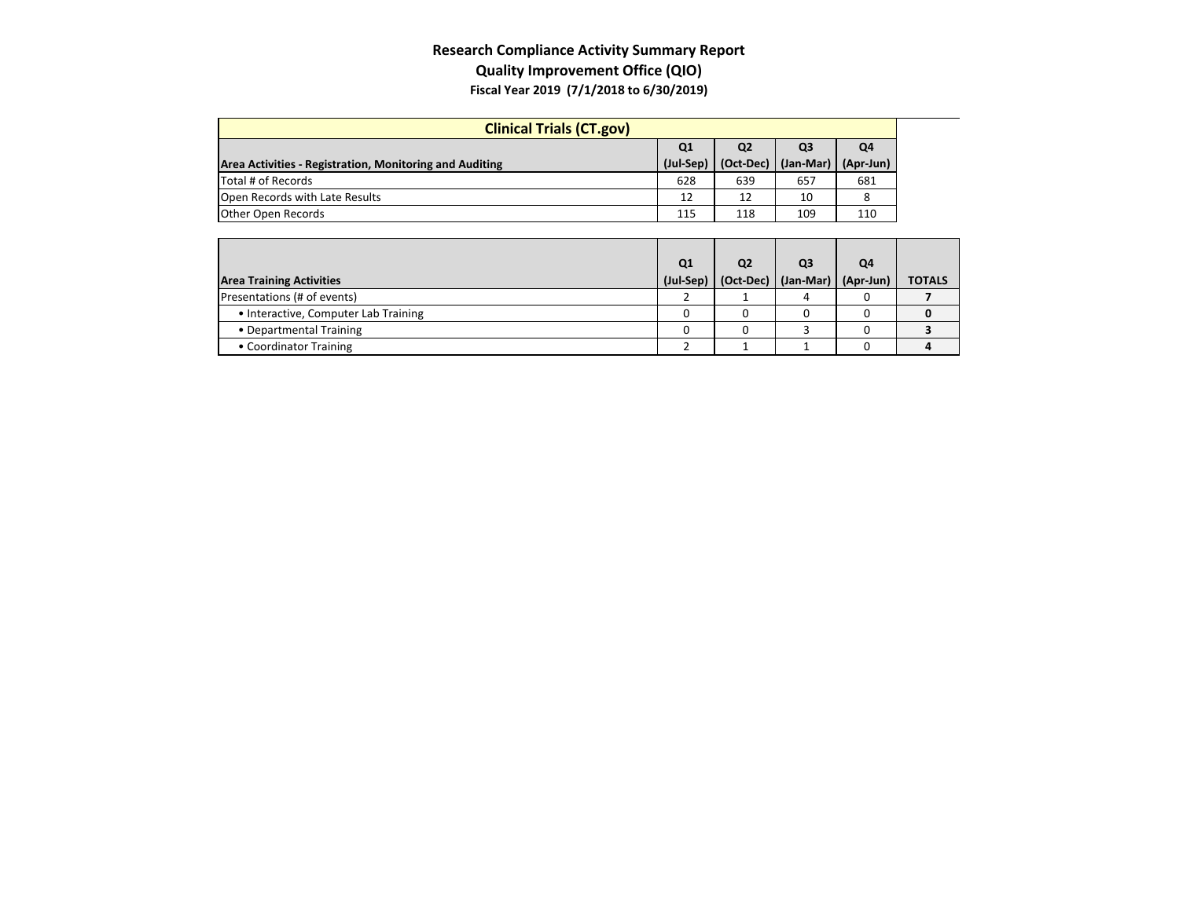# Research Compliance Activity Summary Report

## Quality Improvement Office (QIO)

### Fiscal Year 2019 (7/1/2018 to 6/30/2019)

| Clinical Trials (CT.gov) | | | | |
|---|---|---|---|---|
| **Area Activities - Registration, Monitoring and Auditing** | **Q1 (Jul-Sep)** | **Q2 (Oct-Dec)** | **Q3 (Jan-Mar)** | **Q4 (Apr-Jun)** |
| Total # of Records | 628 | 639 | 657 | 681 |
| Open Records with Late Results | 12 | 12 | 10 | 8 |
| Other Open Records | 115 | 118 | 109 | 110 |

| **Area Training Activities** | **Q1 (Jul-Sep)** | **Q2 (Oct-Dec)** | **Q3 (Jan-Mar)** | **Q4 (Apr-Jun)** | **TOTALS** |
|---|---|---|---|---|---|
| Presentations (# of events) | 2 | 1 | 4 | 0 | **7** |
| • Interactive, Computer Lab Training | 0 | 0 | 0 | 0 | **0** |
| • Departmental Training | 0 | 0 | 3 | 0 | **3** |
| • Coordinator Training | 2 | 1 | 1 | 0 | **4** |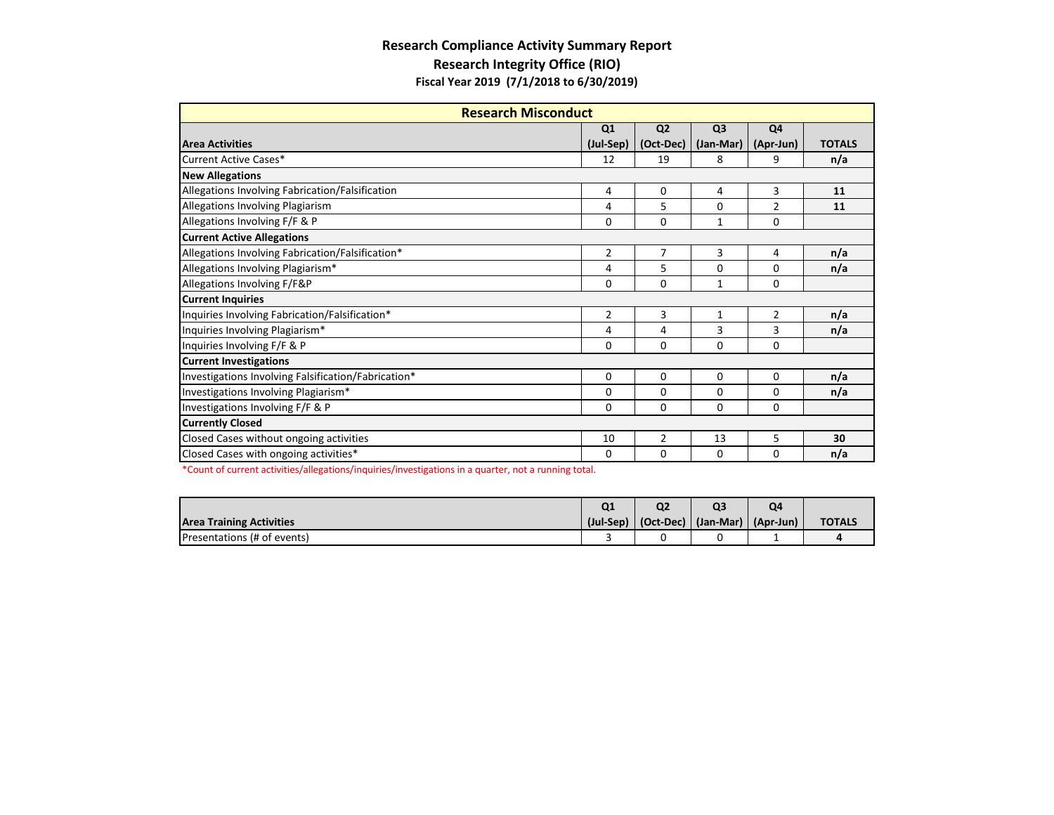# Research Compliance Activity Summary Report

## Research Integrity Office (RIO)

### Fiscal Year 2019 (7/1/2018 to 6/30/2019)

| Research Misconduct | | | | | |
|---|---|---|---|---|---|
| **Area Activities** | **Q1 (Jul-Sep)** | **Q2 (Oct-Dec)** | **Q3 (Jan-Mar)** | **Q4 (Apr-Jun)** | **TOTALS** |
| Current Active Cases* | 12 | 19 | 8 | 9 | **n/a** |
| **New Allegations** | | | | | |
| Allegations Involving Fabrication/Falsification | 4 | 0 | 4 | 3 | **11** |
| Allegations Involving Plagiarism | 4 | 5 | 0 | 2 | **11** |
| Allegations Involving F/F & P | 0 | 0 | 1 | 0 | |
| **Current Active Allegations** | | | | | |
| Allegations Involving Fabrication/Falsification* | 2 | 7 | 3 | 4 | **n/a** |
| Allegations Involving Plagiarism* | 4 | 5 | 0 | 0 | **n/a** |
| Allegations Involving F/F&P | 0 | 0 | 1 | 0 | |
| **Current Inquiries** | | | | | |
| Inquiries Involving Fabrication/Falsification* | 2 | 3 | 1 | 2 | **n/a** |
| Inquiries Involving Plagiarism* | 4 | 4 | 3 | 3 | **n/a** |
| Inquiries Involving F/F & P | 0 | 0 | 0 | 0 | |
| **Current Investigations** | | | | | |
| Investigations Involving Falsification/Fabrication* | 0 | 0 | 0 | 0 | **n/a** |
| Investigations Involving Plagiarism* | 0 | 0 | 0 | 0 | **n/a** |
| Investigations Involving F/F & P | 0 | 0 | 0 | 0 | |
| **Currently Closed** | | | | | |
| Closed Cases without ongoing activities | 10 | 2 | 13 | 5 | **30** |
| Closed Cases with ongoing activities* | 0 | 0 | 0 | 0 | **n/a** |

*Count of current activities/allegations/inquiries/investigations in a quarter, not a running total.

| **Area Training Activities** | **Q1 (Jul-Sep)** | **Q2 (Oct-Dec)** | **Q3 (Jan-Mar)** | **Q4 (Apr-Jun)** | **TOTALS** |
|---|---|---|---|---|---|
| Presentations (# of events) | 3 | 0 | 0 | 1 | **4** |